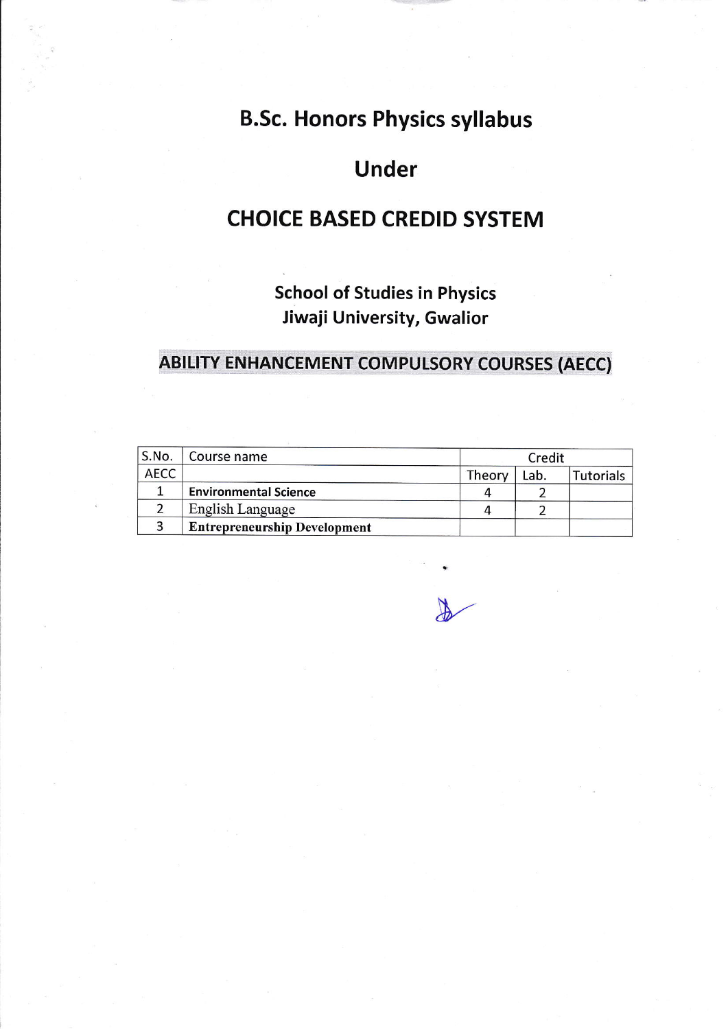# B.Sc. Honors Physics syllabus

# Under

# CHOICE BASED CREDID SYSTEM

**School of Studies in Physics**
**Jiwaji University, Gwalior**

## ABILITY ENHANCEMENT COMPULSORY COURSES (AECC)

| S.No. | Course name | Credit | | |
|---|---|---|---|---|
| AECC | | Theory | Lab. | Tutorials |
| 1 | **Environmental Science** | 4 | 2 | |
| 2 | English Language | 4 | 2 | |
| 3 | **Entrepreneurship Development** | | | |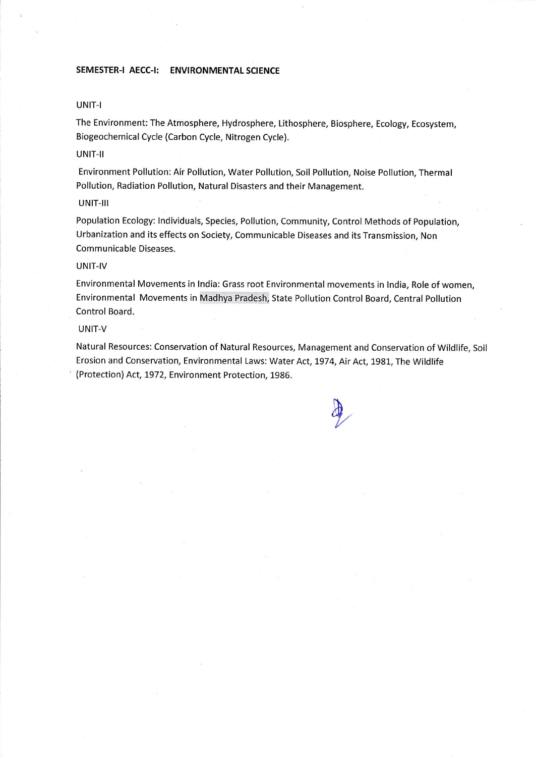## SEMESTER-I AECC-I: ENVIRONMENTAL SCIENCE

UNIT-I

The Environment: The Atmosphere, Hydrosphere, Lithosphere, Biosphere, Ecology, Ecosystem, Biogeochemical Cycle (Carbon Cycle, Nitrogen Cycle).

UNIT-II

Environment Pollution: Air Pollution, Water Pollution, Soil Pollution, Noise Pollution, Thermal Pollution, Radiation Pollution, Natural Disasters and their Management.

UNIT-III

Population Ecology: Individuals, Species, Pollution, Community, Control Methods of Population, Urbanization and its effects on Society, Communicable Diseases and its Transmission, Non Communicable Diseases.

UNIT-IV

Environmental Movements in India: Grass root Environmental movements in India, Role of women, Environmental Movements in Madhya Pradesh, State Pollution Control Board, Central Pollution Control Board.

UNIT-V

Natural Resources: Conservation of Natural Resources, Management and Conservation of Wildlife, Soil Erosion and Conservation, Environmental Laws: Water Act, 1974, Air Act, 1981, The Wildlife (Protection) Act, 1972, Environment Protection, 1986.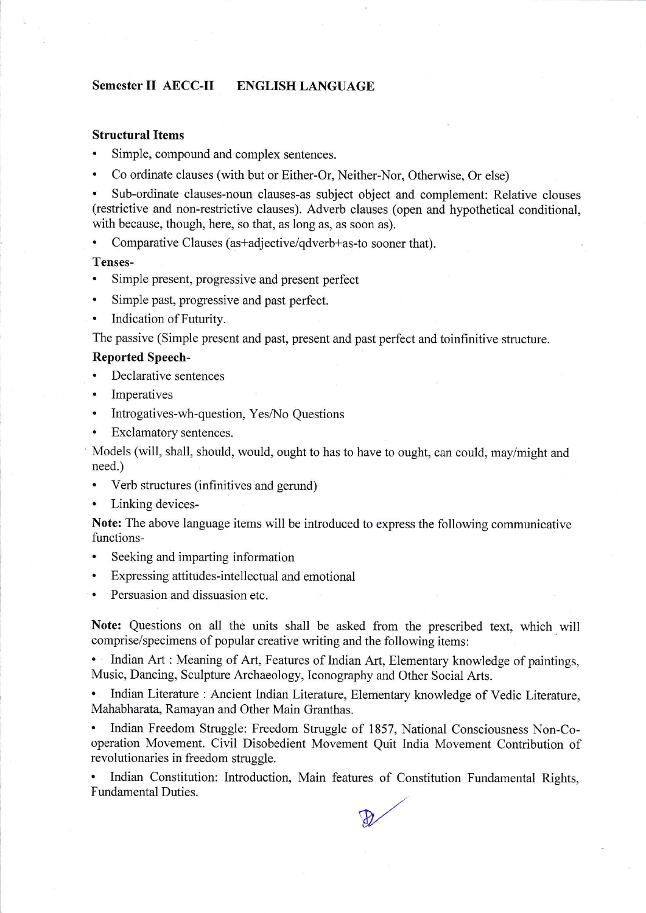**Semester II AECC-II ENGLISH LANGUAGE**

**Structural Items**

- Simple, compound and complex sentences.
- Co ordinate clauses (with but or Either-Or, Neither-Nor, Otherwise, Or else)
- Sub-ordinate clauses-noun clauses-as subject object and complement: Relative clouses (restrictive and non-restrictive clauses). Adverb clauses (open and hypothetical conditional, with because, though, here, so that, as long as, as soon as).
- Comparative Clauses (as+adjective/qdverb+as-to sooner that).

**Tenses-**

- Simple present, progressive and present perfect
- Simple past, progressive and past perfect.
- Indication of Futurity.

The passive (Simple present and past, present and past perfect and toinfinitive structure.

**Reported Speech-**

- Declarative sentences
- Imperatives
- Introgatives-wh-question, Yes/No Questions
- Exclamatory sentences.

Models (will, shall, should, would, ought to has to have to ought, can could, may/might and need.)

- Verb structures (infinitives and gerund)
- Linking devices-

**Note:** The above language items will be introduced to express the following communicative functions-

- Seeking and imparting information
- Expressing attitudes-intellectual and emotional
- Persuasion and dissuasion etc.

**Note:** Questions on all the units shall be asked from the prescribed text, which will comprise/specimens of popular creative writing and the following items:

- Indian Art : Meaning of Art, Features of Indian Art, Elementary knowledge of paintings, Music, Dancing, Sculpture Archaeology, Iconography and Other Social Arts.
- Indian Literature : Ancient Indian Literature, Elementary knowledge of Vedic Literature, Mahabharata, Ramayan and Other Main Granthas.
- Indian Freedom Struggle: Freedom Struggle of 1857, National Consciousness Non-Co-operation Movement. Civil Disobedient Movement Quit India Movement Contribution of revolutionaries in freedom struggle.
- Indian Constitution: Introduction, Main features of Constitution Fundamental Rights, Fundamental Duties.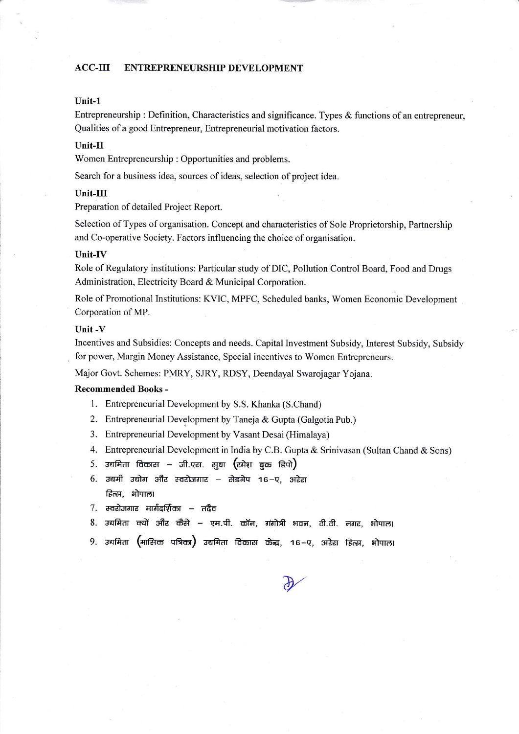## ACC-III ENTREPRENEURSHIP DEVELOPMENT

### Unit-1

Entrepreneurship : Definition, Characteristics and significance. Types & functions of an entrepreneur, Qualities of a good Entrepreneur, Entrepreneurial motivation factors.

### Unit-II

Women Entrepreneurship : Opportunities and problems.

Search for a business idea, sources of ideas, selection of project idea.

### Unit-III

Preparation of detailed Project Report.

Selection of Types of organisation. Concept and characteristics of Sole Proprietorship, Partnership and Co-operative Society. Factors influencing the choice of organisation.

### Unit-IV

Role of Regulatory institutions: Particular study of DIC, Pollution Control Board, Food and Drugs Administration, Electricity Board & Municipal Corporation.

Role of Promotional Institutions: KVIC, MPFC, Scheduled banks, Women Economic Development Corporation of MP.

### Unit -V

Incentives and Subsidies: Concepts and needs. Capital Investment Subsidy, Interest Subsidy, Subsidy for power, Margin Money Assistance, Special incentives to Women Entrepreneurs.

Major Govt. Schemes: PMRY, SJRY, RDSY, Deendayal Swarojagar Yojana.

**Recommended Books -**

1. Entrepreneurial Development by S.S. Khanka (S.Chand)
2. Entrepreneurial Development by Taneja & Gupta (Galgotia Pub.)
3. Entrepreneurial Development by Vasant Desai (Himalaya)
4. Entrepreneurial Development in India by C.B. Gupta & Srinivasan (Sultan Chand & Sons)
5. उद्यमिता विकास – जी.एस. सुधा (रमेश बुक डिपो)
6. उद्यमी उद्योग और स्वरोजगार – सेडमेप 16–ए, अरेरा हिल्स, भोपाल।
7. स्वरोजगार मार्गदर्शिका – तदैव
8. उद्यमिता क्यों और कैसे – एम.पी. कॉन, गंगोत्री भवन, टी.टी. नगर, भोपाल।
9. उद्यमिता (मासिक पत्रिका) उद्यमिता विकास केन्द्र, 16–ए, अरेरा हिल्स, भोपाल।